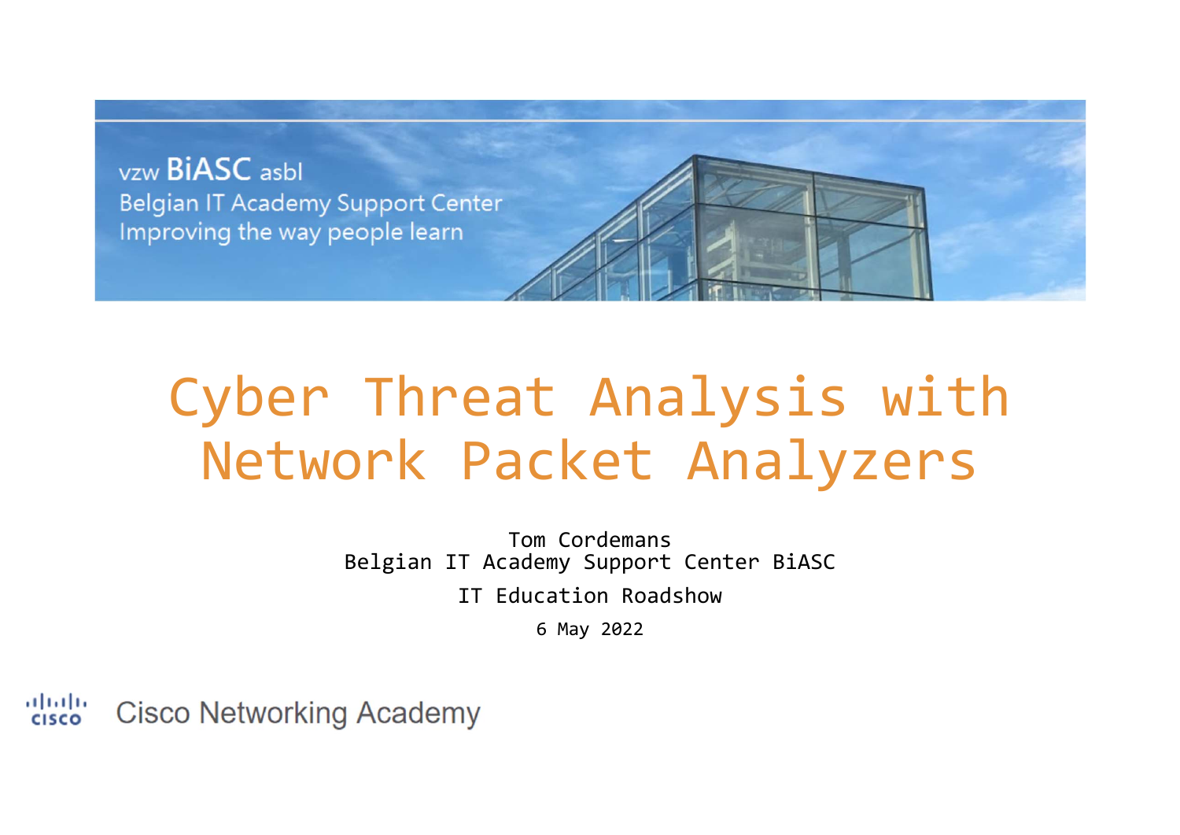vzw BiASC asbl
Belgian IT Academy Support Center
Improving the way people learn

# Cyber Threat Analysis with Network Packet Analyzers

Tom Cordemans
Belgian IT Academy Support Center BiASC

IT Education Roadshow

6 May 2022

Cisco Networking Academy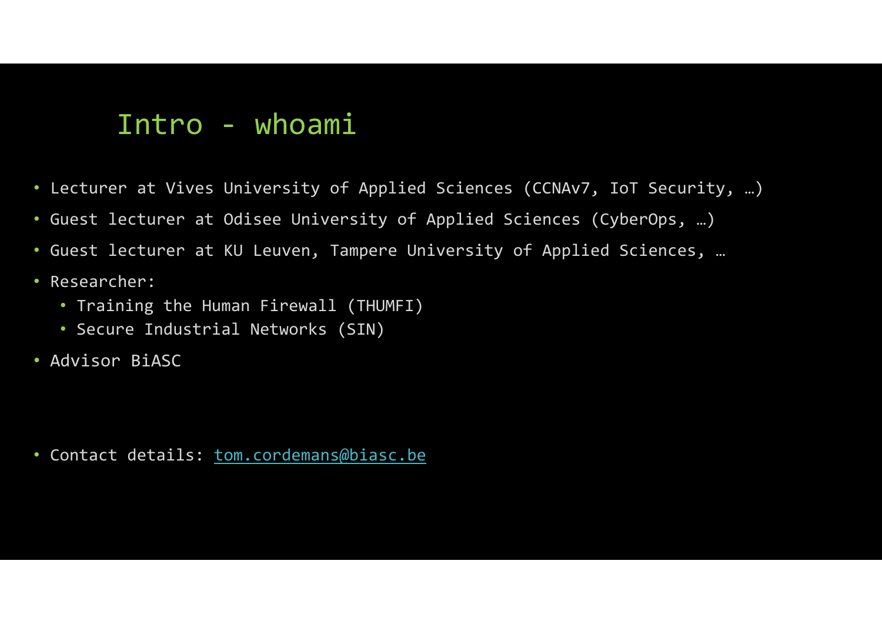# Intro - whoami

- Lecturer at Vives University of Applied Sciences (CCNAv7, IoT Security, …)
- Guest lecturer at Odisee University of Applied Sciences (CyberOps, …)
- Guest lecturer at KU Leuven, Tampere University of Applied Sciences, …
- Researcher:
  - Training the Human Firewall (THUMFI)
  - Secure Industrial Networks (SIN)
- Advisor BiASC

- Contact details: tom.cordemans@biasc.be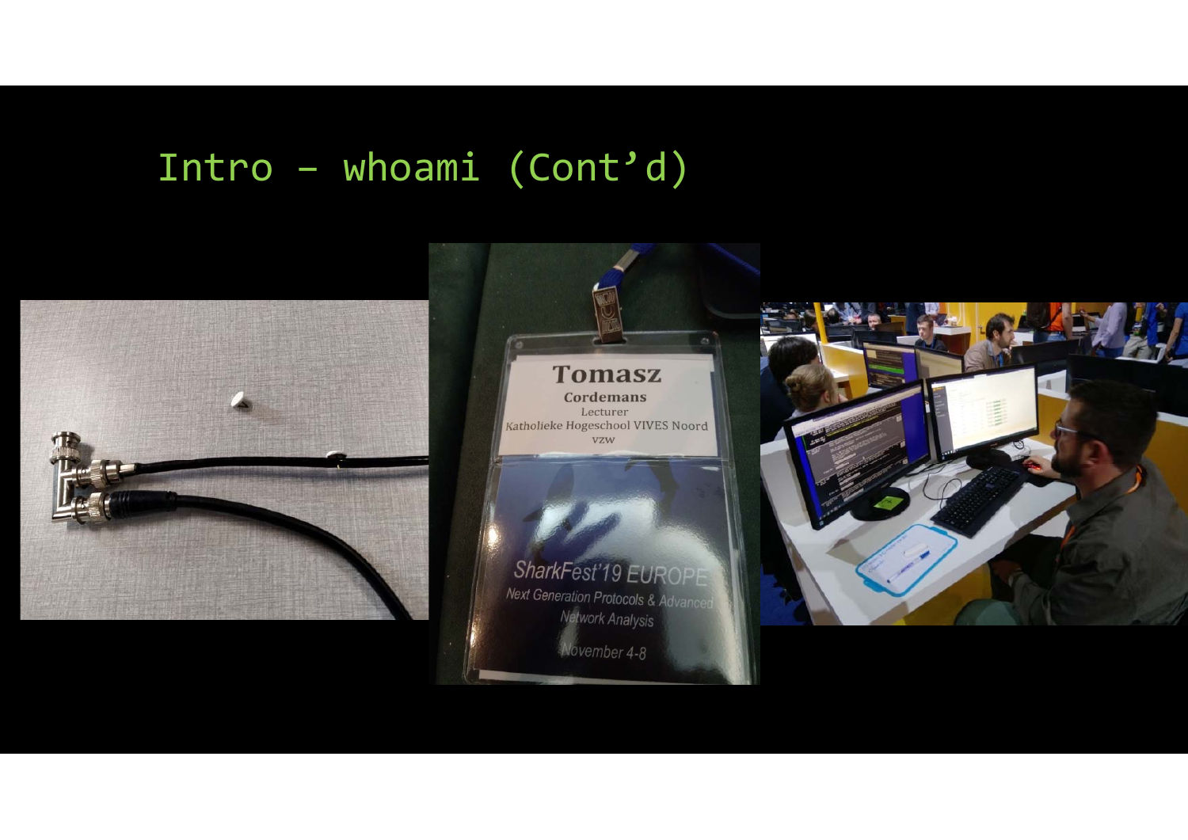# Intro – whoami (Cont'd)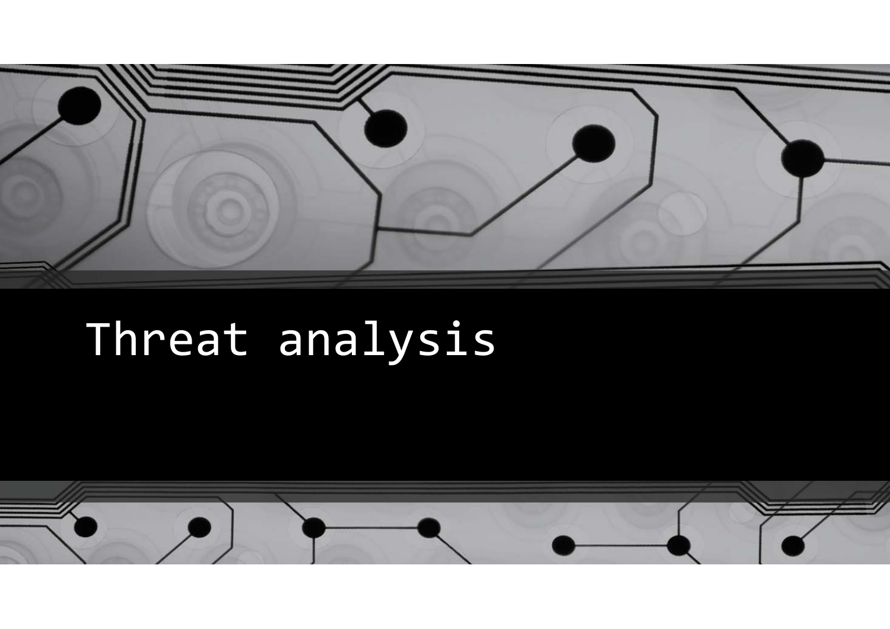# Threat analysis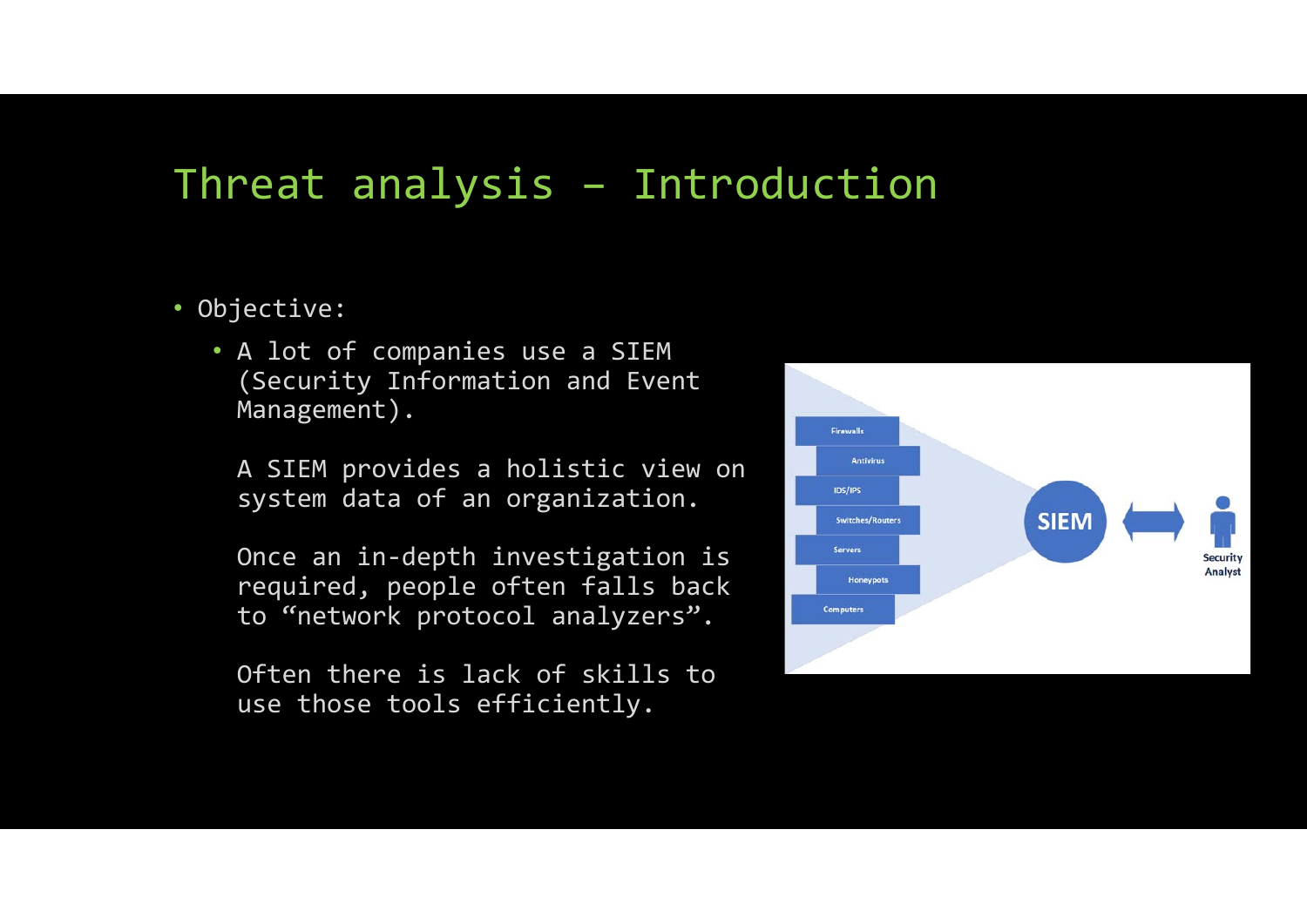# Threat analysis – Introduction

- Objective:
  - A lot of companies use a SIEM (Security Information and Event Management).

    A SIEM provides a holistic view on system data of an organization.

    Once an in-depth investigation is required, people often falls back to “network protocol analyzers”.

    Often there is lack of skills to use those tools efficiently.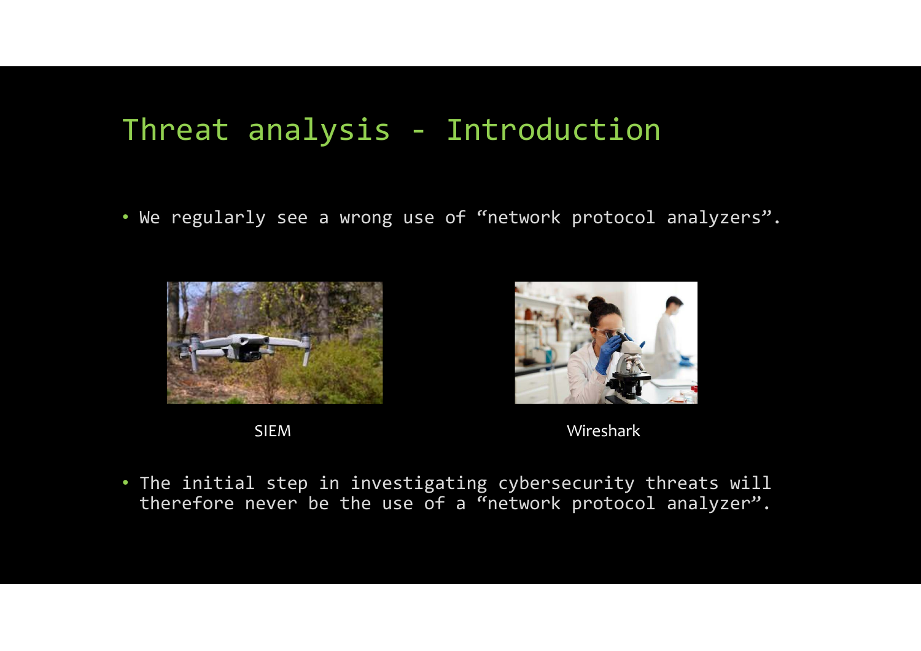# Threat analysis - Introduction

- We regularly see a wrong use of "network protocol analyzers".

SIEM

Wireshark

- The initial step in investigating cybersecurity threats will therefore never be the use of a "network protocol analyzer".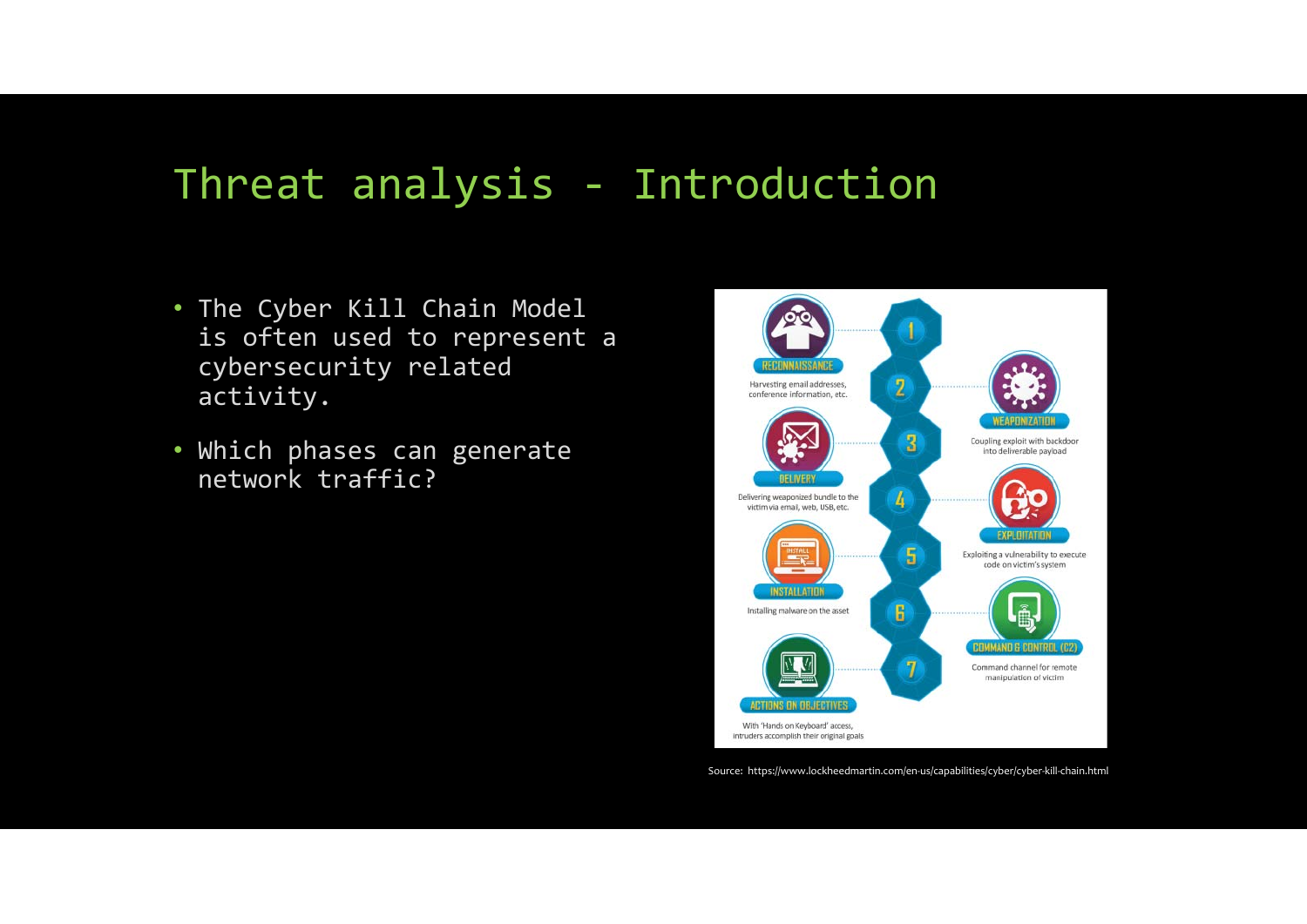# Threat analysis - Introduction

- The Cyber Kill Chain Model is often used to represent a cybersecurity related activity.
- Which phases can generate network traffic?

1. RECONNAISSANCE — Harvesting email addresses, conference information, etc.
2. WEAPONIZATION — Coupling exploit with backdoor into deliverable payload
3. DELIVERY — Delivering weaponized bundle to the victim via email, web, USB, etc.
4. EXPLOITATION — Exploiting a vulnerability to execute code on victim's system
5. INSTALLATION — Installing malware on the asset
6. COMMAND & CONTROL (C2) — Command channel for remote manipulation of victim
7. ACTIONS ON OBJECTIVES — With 'Hands on Keyboard' access, intruders accomplish their original goals

Source: https://www.lockheedmartin.com/en-us/capabilities/cyber/cyber-kill-chain.html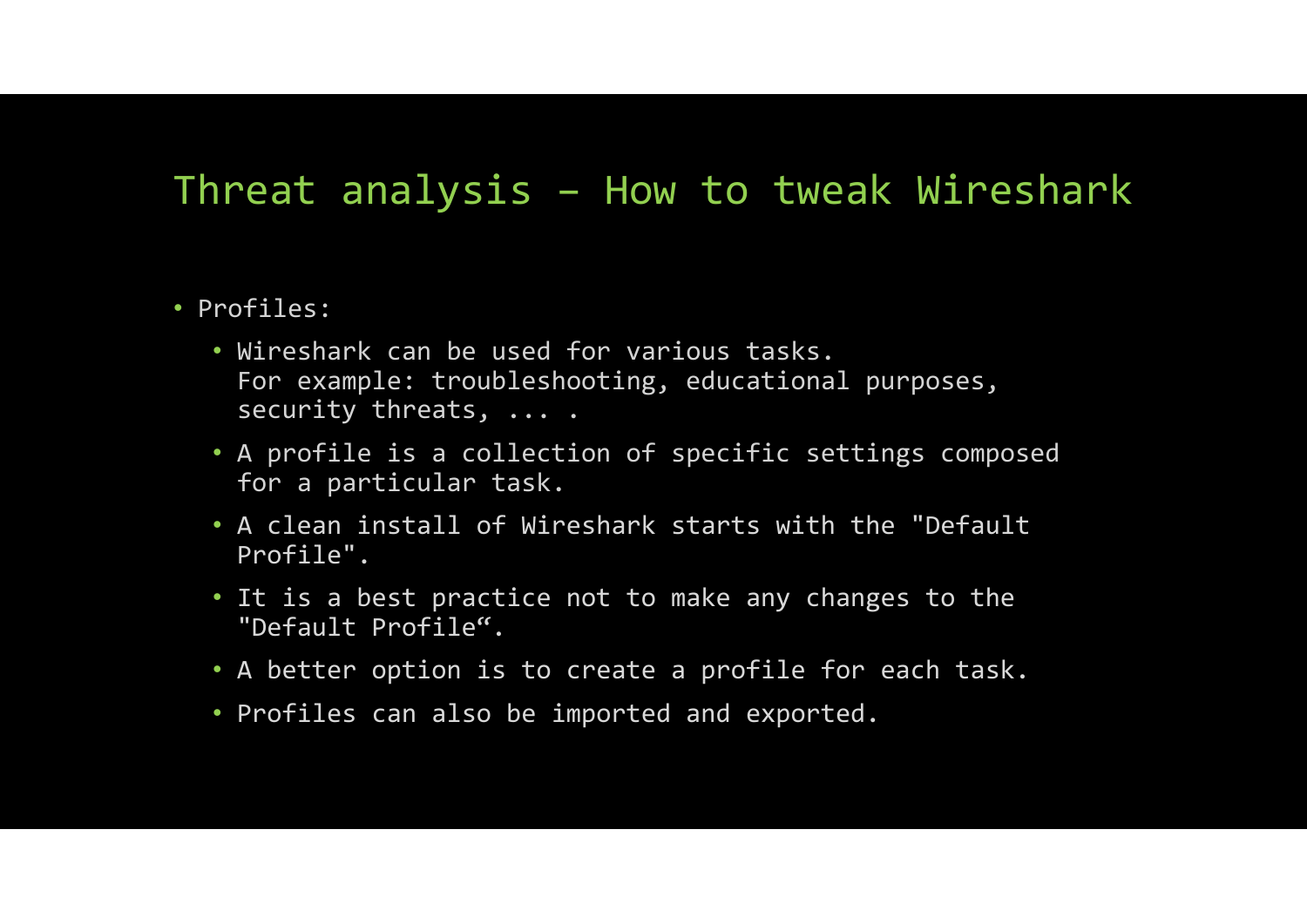# Threat analysis – How to tweak Wireshark

- Profiles:
  - Wireshark can be used for various tasks.
    For example: troubleshooting, educational purposes, security threats, ... .
  - A profile is a collection of specific settings composed for a particular task.
  - A clean install of Wireshark starts with the "Default Profile".
  - It is a best practice not to make any changes to the "Default Profile“.
  - A better option is to create a profile for each task.
  - Profiles can also be imported and exported.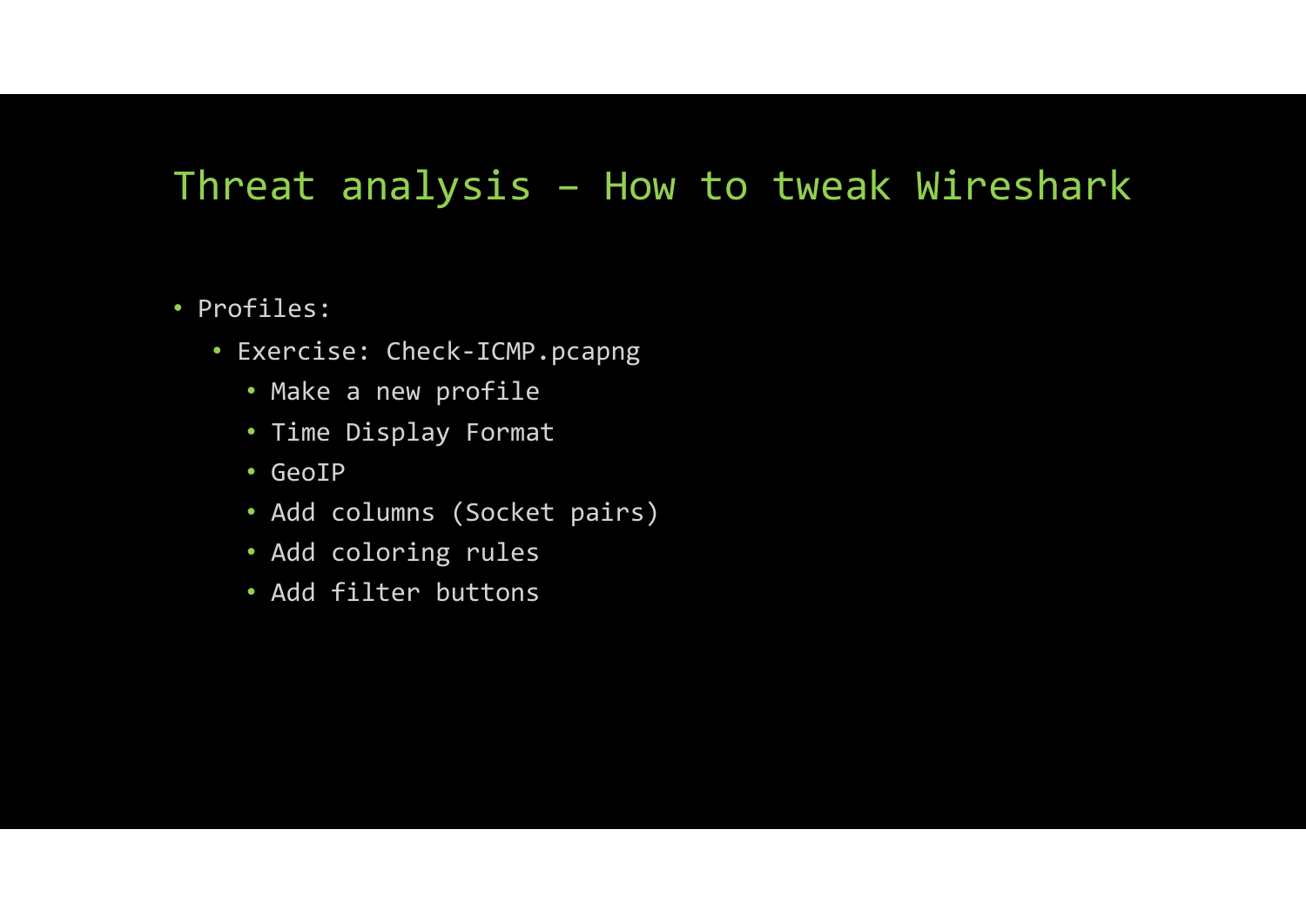# Threat analysis – How to tweak Wireshark

- Profiles:
  - Exercise: Check-ICMP.pcapng
    - Make a new profile
    - Time Display Format
    - GeoIP
    - Add columns (Socket pairs)
    - Add coloring rules
    - Add filter buttons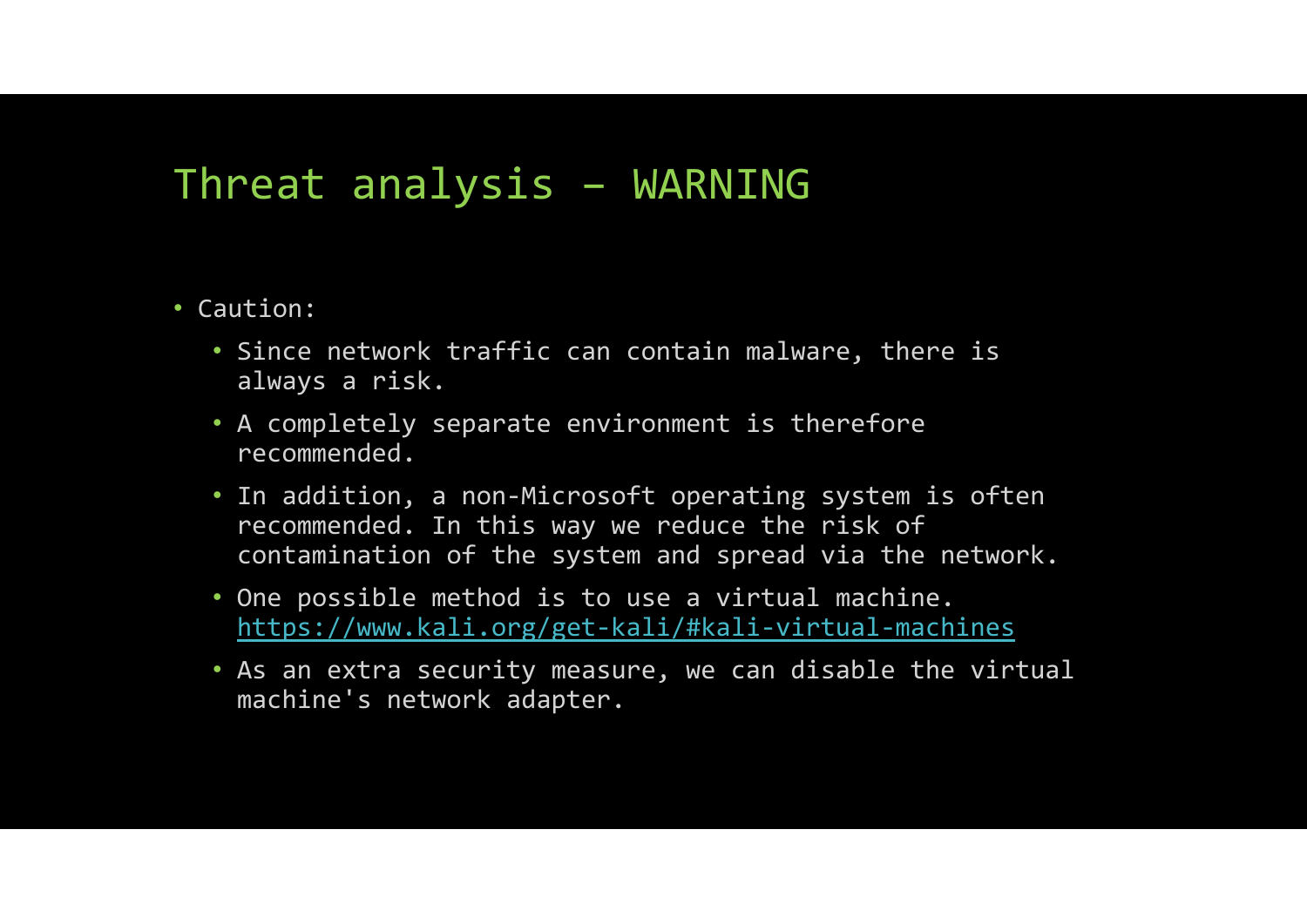# Threat analysis – WARNING

- Caution:
  - Since network traffic can contain malware, there is always a risk.
  - A completely separate environment is therefore recommended.
  - In addition, a non-Microsoft operating system is often recommended. In this way we reduce the risk of contamination of the system and spread via the network.
  - One possible method is to use a virtual machine. https://www.kali.org/get-kali/#kali-virtual-machines
  - As an extra security measure, we can disable the virtual machine's network adapter.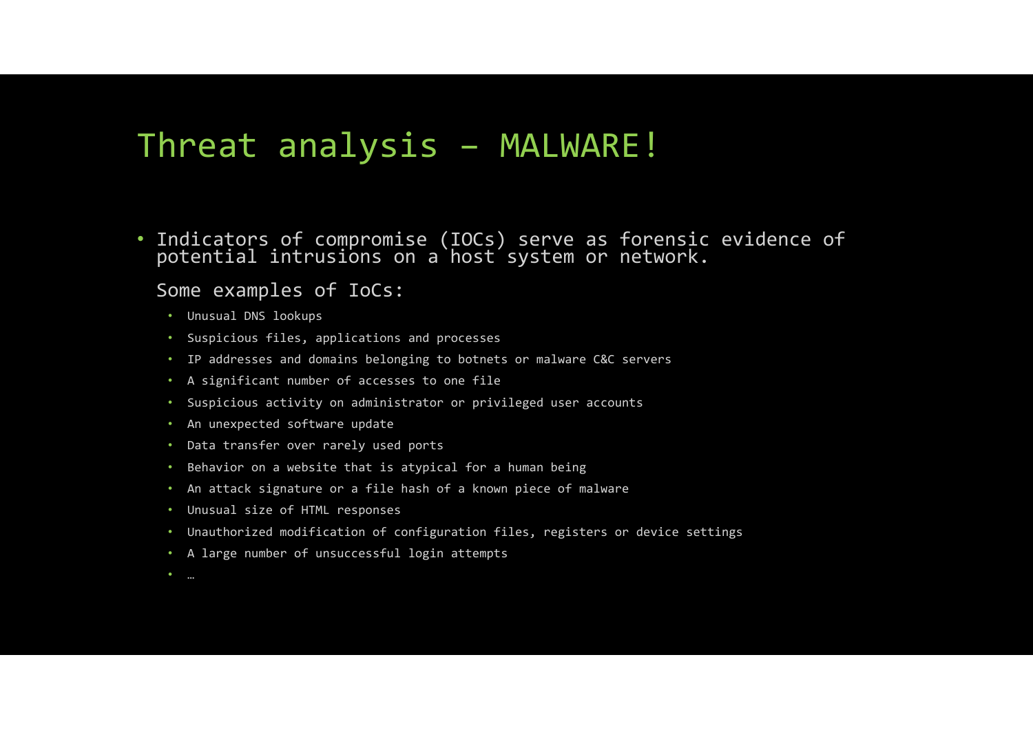# Threat analysis – MALWARE!

- Indicators of compromise (IOCs) serve as forensic evidence of potential intrusions on a host system or network.

  Some examples of IoCs:

  - Unusual DNS lookups
  - Suspicious files, applications and processes
  - IP addresses and domains belonging to botnets or malware C&C servers
  - A significant number of accesses to one file
  - Suspicious activity on administrator or privileged user accounts
  - An unexpected software update
  - Data transfer over rarely used ports
  - Behavior on a website that is atypical for a human being
  - An attack signature or a file hash of a known piece of malware
  - Unusual size of HTML responses
  - Unauthorized modification of configuration files, registers or device settings
  - A large number of unsuccessful login attempts
  - …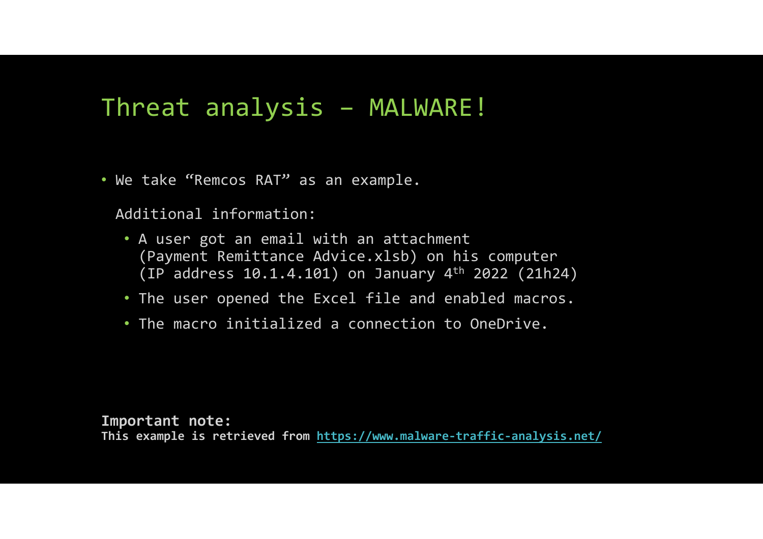# Threat analysis – MALWARE!

- We take “Remcos RAT” as an example.

  Additional information:

  - A user got an email with an attachment (Payment Remittance Advice.xlsb) on his computer (IP address 10.1.4.101) on January 4th 2022 (21h24)
  - The user opened the Excel file and enabled macros.
  - The macro initialized a connection to OneDrive.

**Important note:**
**This example is retrieved from https://www.malware-traffic-analysis.net/**